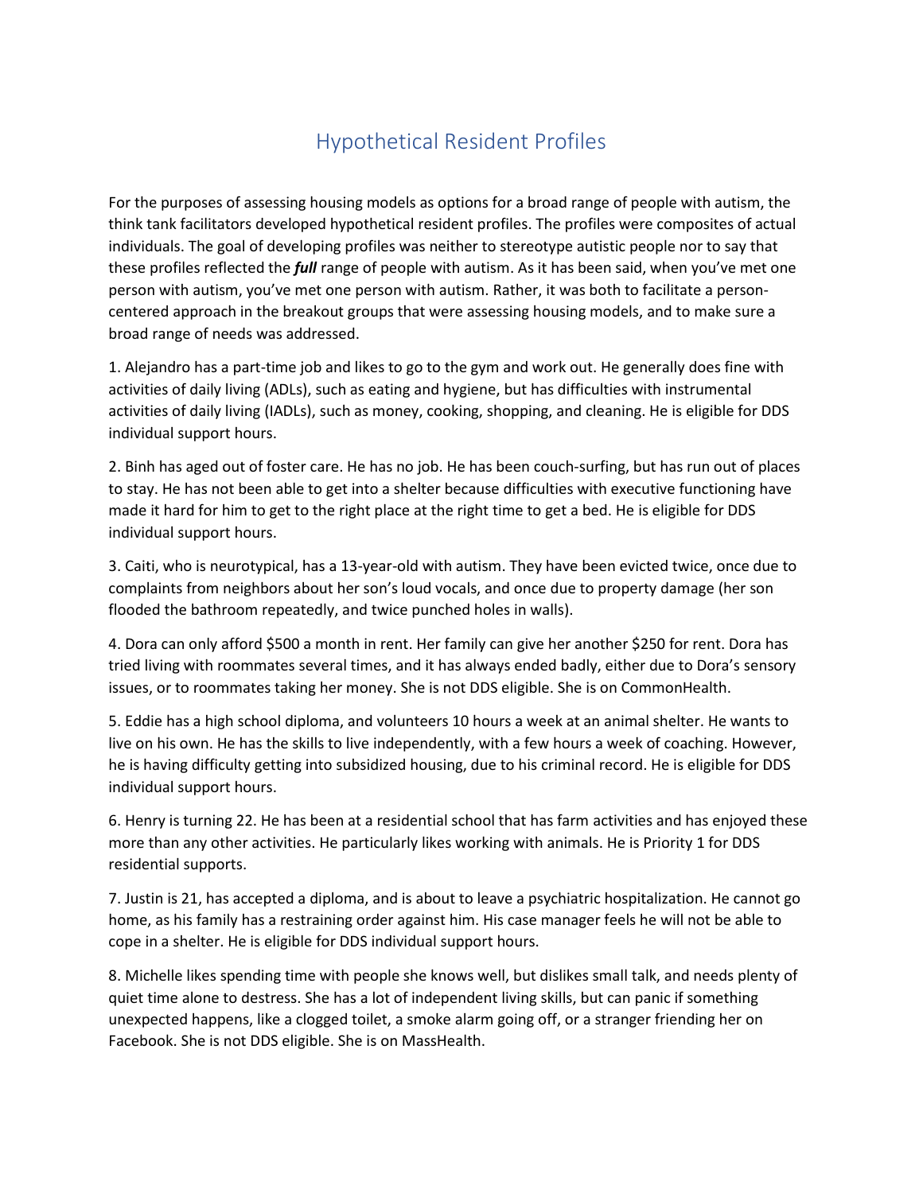# Hypothetical Resident Profiles

For the purposes of assessing housing models as options for a broad range of people with autism, the think tank facilitators developed hypothetical resident profiles. The profiles were composites of actual individuals. The goal of developing profiles was neither to stereotype autistic people nor to say that these profiles reflected the ***full*** range of people with autism. As it has been said, when you've met one person with autism, you've met one person with autism. Rather, it was both to facilitate a person-centered approach in the breakout groups that were assessing housing models, and to make sure a broad range of needs was addressed.

1. Alejandro has a part-time job and likes to go to the gym and work out. He generally does fine with activities of daily living (ADLs), such as eating and hygiene, but has difficulties with instrumental activities of daily living (IADLs), such as money, cooking, shopping, and cleaning. He is eligible for DDS individual support hours.

2. Binh has aged out of foster care. He has no job. He has been couch-surfing, but has run out of places to stay. He has not been able to get into a shelter because difficulties with executive functioning have made it hard for him to get to the right place at the right time to get a bed. He is eligible for DDS individual support hours.

3. Caiti, who is neurotypical, has a 13-year-old with autism. They have been evicted twice, once due to complaints from neighbors about her son's loud vocals, and once due to property damage (her son flooded the bathroom repeatedly, and twice punched holes in walls).

4. Dora can only afford $500 a month in rent. Her family can give her another $250 for rent. Dora has tried living with roommates several times, and it has always ended badly, either due to Dora's sensory issues, or to roommates taking her money. She is not DDS eligible. She is on CommonHealth.

5. Eddie has a high school diploma, and volunteers 10 hours a week at an animal shelter. He wants to live on his own. He has the skills to live independently, with a few hours a week of coaching. However, he is having difficulty getting into subsidized housing, due to his criminal record. He is eligible for DDS individual support hours.

6. Henry is turning 22. He has been at a residential school that has farm activities and has enjoyed these more than any other activities. He particularly likes working with animals. He is Priority 1 for DDS residential supports.

7. Justin is 21, has accepted a diploma, and is about to leave a psychiatric hospitalization. He cannot go home, as his family has a restraining order against him. His case manager feels he will not be able to cope in a shelter. He is eligible for DDS individual support hours.

8. Michelle likes spending time with people she knows well, but dislikes small talk, and needs plenty of quiet time alone to destress. She has a lot of independent living skills, but can panic if something unexpected happens, like a clogged toilet, a smoke alarm going off, or a stranger friending her on Facebook. She is not DDS eligible. She is on MassHealth.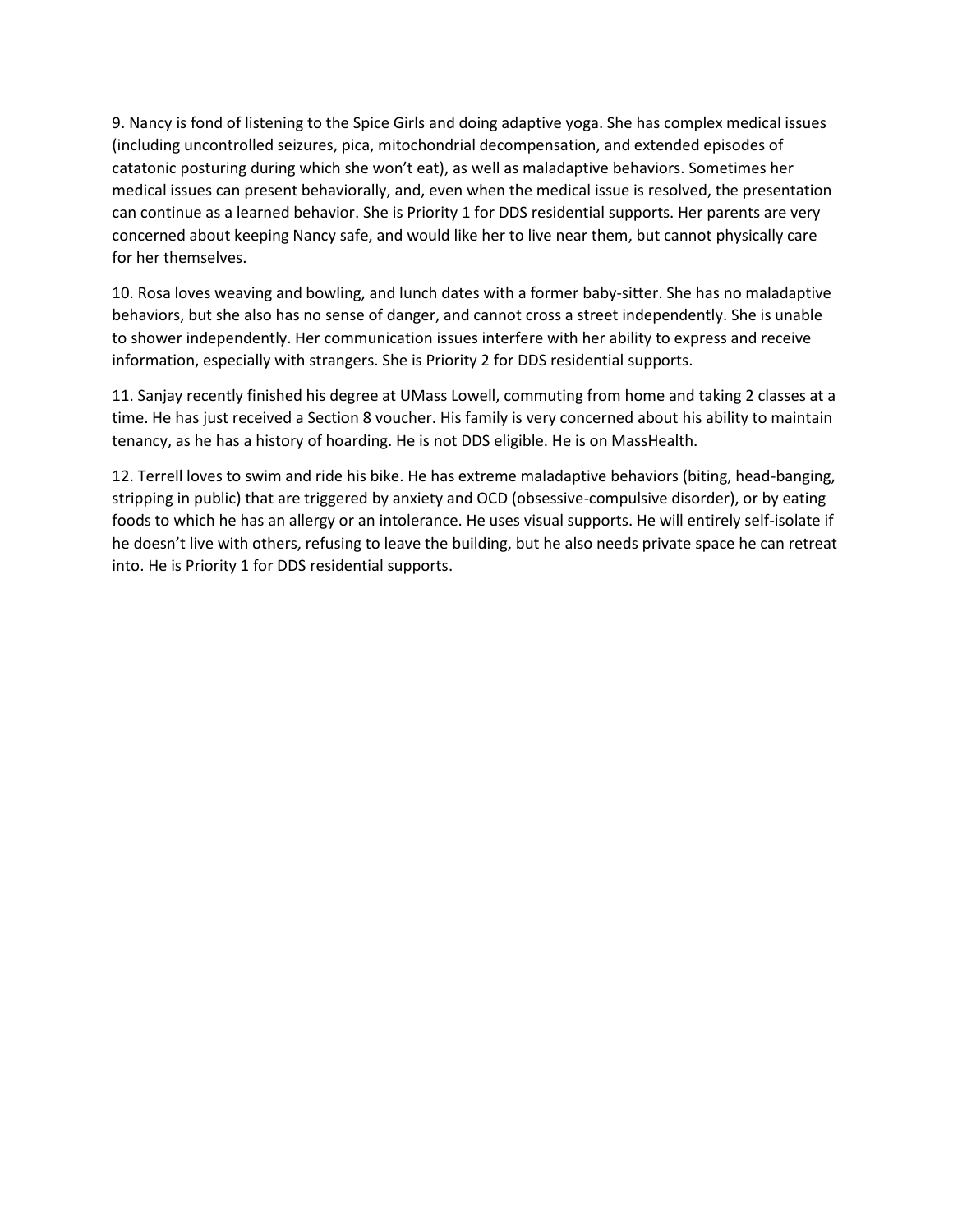9. Nancy is fond of listening to the Spice Girls and doing adaptive yoga. She has complex medical issues (including uncontrolled seizures, pica, mitochondrial decompensation, and extended episodes of catatonic posturing during which she won't eat), as well as maladaptive behaviors. Sometimes her medical issues can present behaviorally, and, even when the medical issue is resolved, the presentation can continue as a learned behavior. She is Priority 1 for DDS residential supports. Her parents are very concerned about keeping Nancy safe, and would like her to live near them, but cannot physically care for her themselves.

10. Rosa loves weaving and bowling, and lunch dates with a former baby-sitter. She has no maladaptive behaviors, but she also has no sense of danger, and cannot cross a street independently. She is unable to shower independently. Her communication issues interfere with her ability to express and receive information, especially with strangers. She is Priority 2 for DDS residential supports.

11. Sanjay recently finished his degree at UMass Lowell, commuting from home and taking 2 classes at a time. He has just received a Section 8 voucher. His family is very concerned about his ability to maintain tenancy, as he has a history of hoarding. He is not DDS eligible. He is on MassHealth.

12. Terrell loves to swim and ride his bike. He has extreme maladaptive behaviors (biting, head-banging, stripping in public) that are triggered by anxiety and OCD (obsessive-compulsive disorder), or by eating foods to which he has an allergy or an intolerance. He uses visual supports. He will entirely self-isolate if he doesn't live with others, refusing to leave the building, but he also needs private space he can retreat into. He is Priority 1 for DDS residential supports.